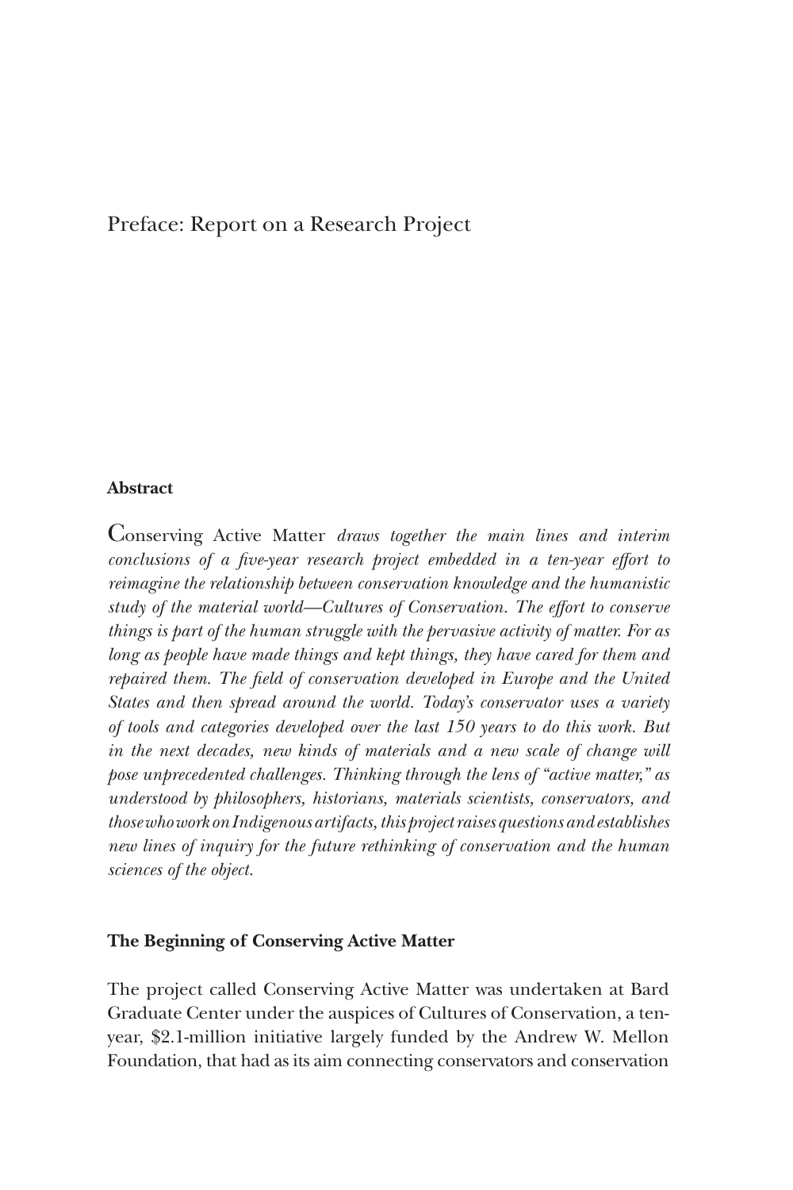# Preface: Report on a Research Project

### Abstract

*Conserving Active Matter draws together the main lines and interim conclusions of a five-year research project embedded in a ten-year effort to reimagine the relationship between conservation knowledge and the humanistic study of the material world—Cultures of Conservation. The effort to conserve things is part of the human struggle with the pervasive activity of matter. For as long as people have made things and kept things, they have cared for them and repaired them. The field of conservation developed in Europe and the United States and then spread around the world. Today's conservator uses a variety of tools and categories developed over the last 150 years to do this work. But in the next decades, new kinds of materials and a new scale of change will pose unprecedented challenges. Thinking through the lens of "active matter," as understood by philosophers, historians, materials scientists, conservators, and those who work on Indigenous artifacts, this project raises questions and establishes new lines of inquiry for the future rethinking of conservation and the human sciences of the object.*

### The Beginning of Conserving Active Matter

The project called Conserving Active Matter was undertaken at Bard Graduate Center under the auspices of Cultures of Conservation, a ten-year, $2.1-million initiative largely funded by the Andrew W. Mellon Foundation, that had as its aim connecting conservators and conservation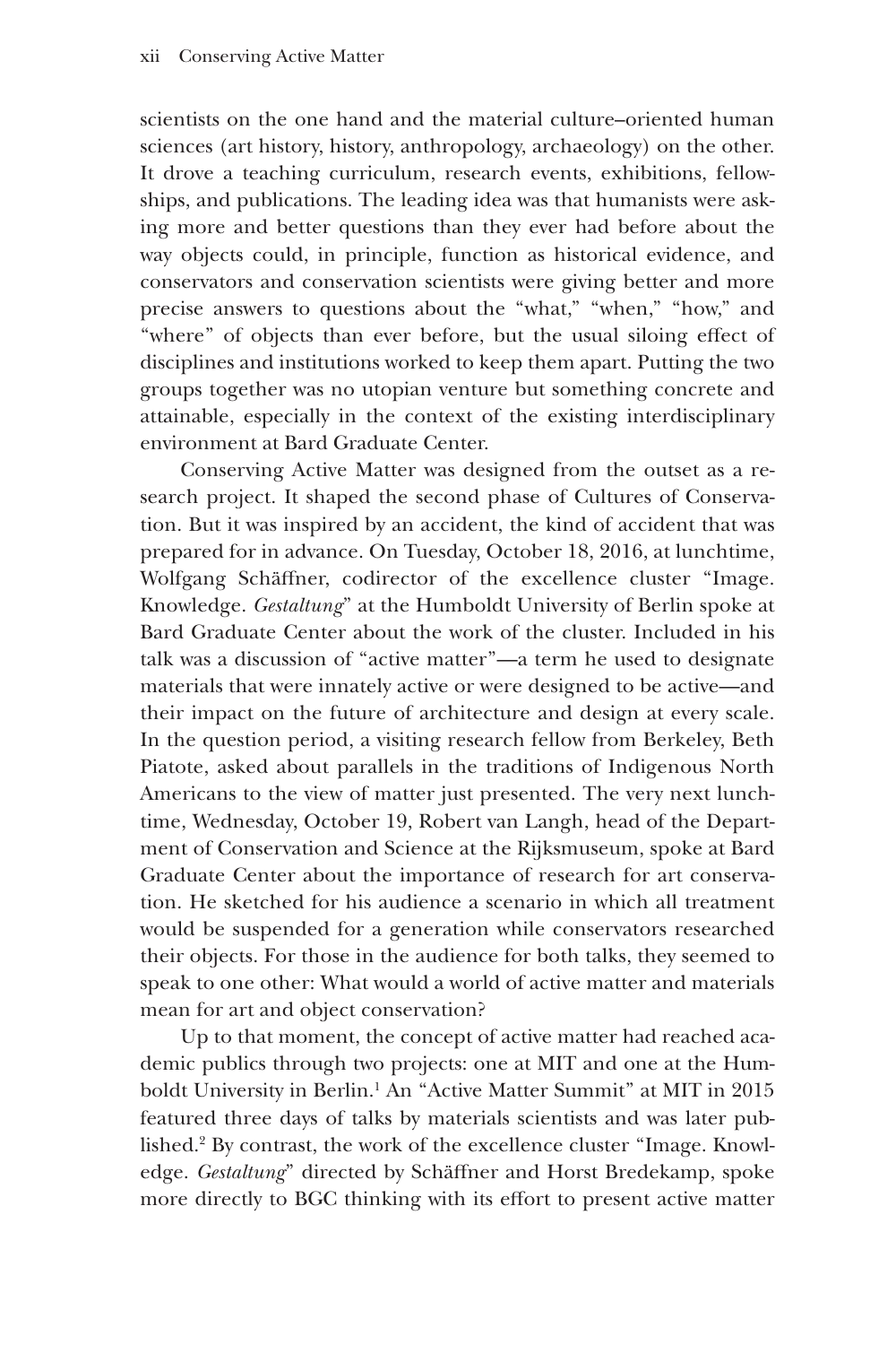scientists on the one hand and the material culture–oriented human sciences (art history, history, anthropology, archaeology) on the other. It drove a teaching curriculum, research events, exhibitions, fellowships, and publications. The leading idea was that humanists were asking more and better questions than they ever had before about the way objects could, in principle, function as historical evidence, and conservators and conservation scientists were giving better and more precise answers to questions about the "what," "when," "how," and "where" of objects than ever before, but the usual siloing effect of disciplines and institutions worked to keep them apart. Putting the two groups together was no utopian venture but something concrete and attainable, especially in the context of the existing interdisciplinary environment at Bard Graduate Center.

Conserving Active Matter was designed from the outset as a research project. It shaped the second phase of Cultures of Conservation. But it was inspired by an accident, the kind of accident that was prepared for in advance. On Tuesday, October 18, 2016, at lunchtime, Wolfgang Schäffner, codirector of the excellence cluster "Image. Knowledge. *Gestaltung*" at the Humboldt University of Berlin spoke at Bard Graduate Center about the work of the cluster. Included in his talk was a discussion of "active matter"—a term he used to designate materials that were innately active or were designed to be active—and their impact on the future of architecture and design at every scale. In the question period, a visiting research fellow from Berkeley, Beth Piatote, asked about parallels in the traditions of Indigenous North Americans to the view of matter just presented. The very next lunchtime, Wednesday, October 19, Robert van Langh, head of the Department of Conservation and Science at the Rijksmuseum, spoke at Bard Graduate Center about the importance of research for art conservation. He sketched for his audience a scenario in which all treatment would be suspended for a generation while conservators researched their objects. For those in the audience for both talks, they seemed to speak to one other: What would a world of active matter and materials mean for art and object conservation?

Up to that moment, the concept of active matter had reached academic publics through two projects: one at MIT and one at the Humboldt University in Berlin.[1] An "Active Matter Summit" at MIT in 2015 featured three days of talks by materials scientists and was later published.[2] By contrast, the work of the excellence cluster "Image. Knowledge. *Gestaltung*" directed by Schäffner and Horst Bredekamp, spoke more directly to BGC thinking with its effort to present active matter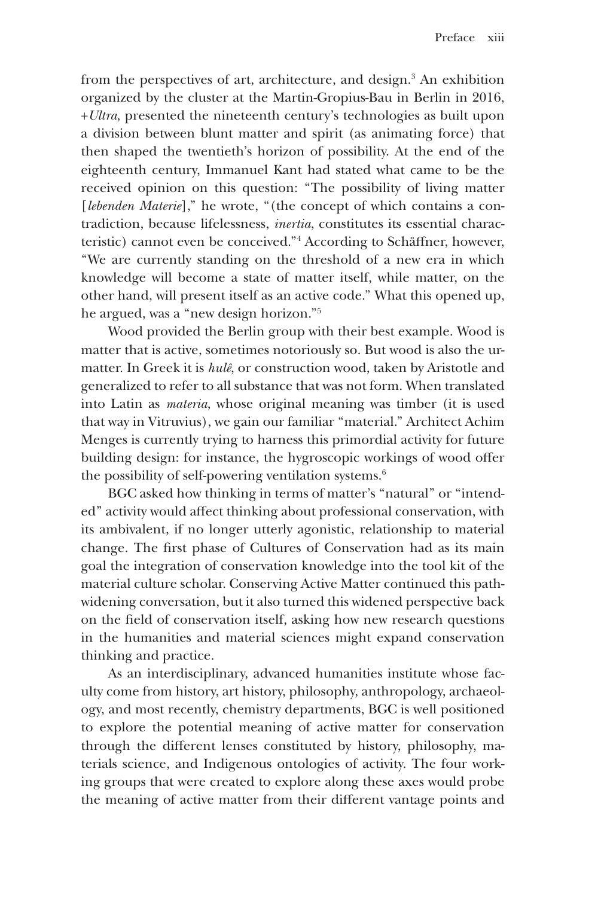from the perspectives of art, architecture, and design.[3] An exhibition organized by the cluster at the Martin-Gropius-Bau in Berlin in 2016, *+Ultra*, presented the nineteenth century's technologies as built upon a division between blunt matter and spirit (as animating force) that then shaped the twentieth's horizon of possibility. At the end of the eighteenth century, Immanuel Kant had stated what came to be the received opinion on this question: "The possibility of living matter [*lebenden Materie*]," he wrote, "(the concept of which contains a contradiction, because lifelessness, *inertia*, constitutes its essential characteristic) cannot even be conceived."[4] According to Schäffner, however, "We are currently standing on the threshold of a new era in which knowledge will become a state of matter itself, while matter, on the other hand, will present itself as an active code." What this opened up, he argued, was a "new design horizon."[5]

Wood provided the Berlin group with their best example. Wood is matter that is active, sometimes notoriously so. But wood is also the ur-matter. In Greek it is *hulê*, or construction wood, taken by Aristotle and generalized to refer to all substance that was not form. When translated into Latin as *materia*, whose original meaning was timber (it is used that way in Vitruvius), we gain our familiar "material." Architect Achim Menges is currently trying to harness this primordial activity for future building design: for instance, the hygroscopic workings of wood offer the possibility of self-powering ventilation systems.[6]

BGC asked how thinking in terms of matter's "natural" or "intended" activity would affect thinking about professional conservation, with its ambivalent, if no longer utterly agonistic, relationship to material change. The first phase of Cultures of Conservation had as its main goal the integration of conservation knowledge into the tool kit of the material culture scholar. Conserving Active Matter continued this path-widening conversation, but it also turned this widened perspective back on the field of conservation itself, asking how new research questions in the humanities and material sciences might expand conservation thinking and practice.

As an interdisciplinary, advanced humanities institute whose faculty come from history, art history, philosophy, anthropology, archaeology, and most recently, chemistry departments, BGC is well positioned to explore the potential meaning of active matter for conservation through the different lenses constituted by history, philosophy, materials science, and Indigenous ontologies of activity. The four working groups that were created to explore along these axes would probe the meaning of active matter from their different vantage points and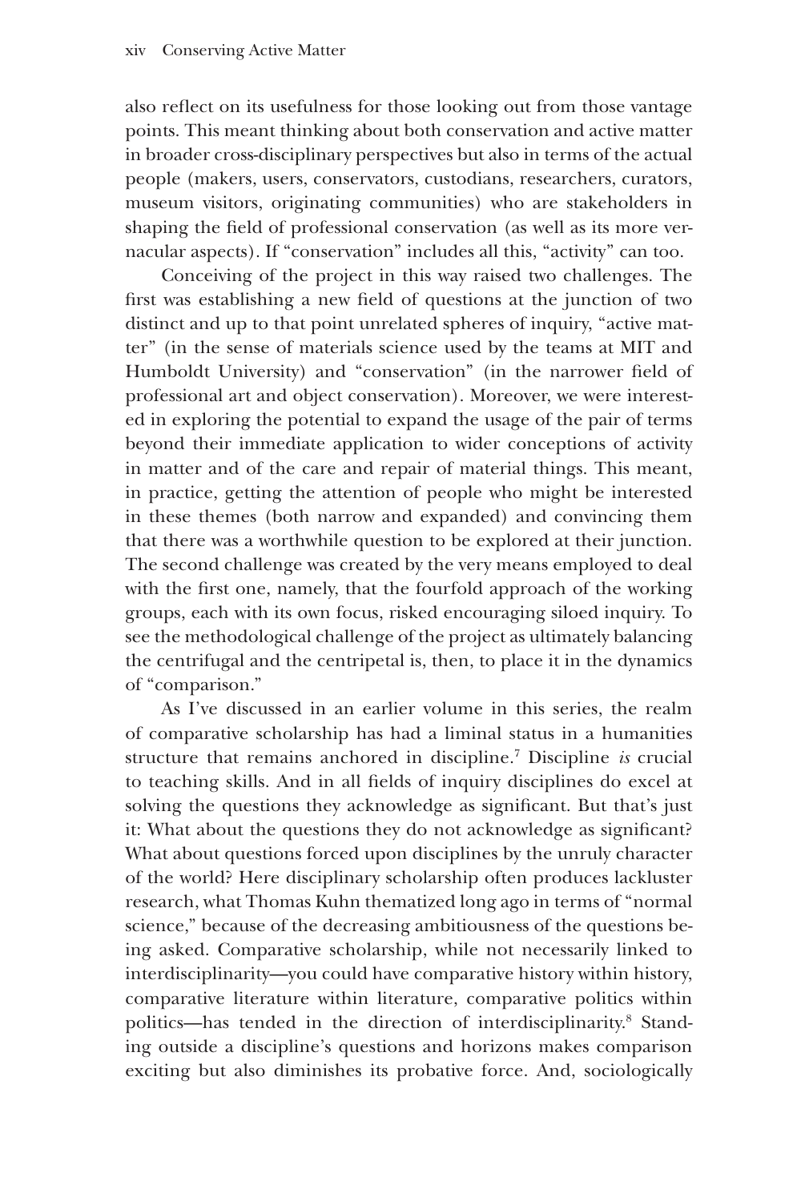also reflect on its usefulness for those looking out from those vantage points. This meant thinking about both conservation and active matter in broader cross-disciplinary perspectives but also in terms of the actual people (makers, users, conservators, custodians, researchers, curators, museum visitors, originating communities) who are stakeholders in shaping the field of professional conservation (as well as its more vernacular aspects). If "conservation" includes all this, "activity" can too.

Conceiving of the project in this way raised two challenges. The first was establishing a new field of questions at the junction of two distinct and up to that point unrelated spheres of inquiry, "active matter" (in the sense of materials science used by the teams at MIT and Humboldt University) and "conservation" (in the narrower field of professional art and object conservation). Moreover, we were interested in exploring the potential to expand the usage of the pair of terms beyond their immediate application to wider conceptions of activity in matter and of the care and repair of material things. This meant, in practice, getting the attention of people who might be interested in these themes (both narrow and expanded) and convincing them that there was a worthwhile question to be explored at their junction. The second challenge was created by the very means employed to deal with the first one, namely, that the fourfold approach of the working groups, each with its own focus, risked encouraging siloed inquiry. To see the methodological challenge of the project as ultimately balancing the centrifugal and the centripetal is, then, to place it in the dynamics of "comparison."

As I've discussed in an earlier volume in this series, the realm of comparative scholarship has had a liminal status in a humanities structure that remains anchored in discipline.[7] Discipline *is* crucial to teaching skills. And in all fields of inquiry disciplines do excel at solving the questions they acknowledge as significant. But that's just it: What about the questions they do not acknowledge as significant? What about questions forced upon disciplines by the unruly character of the world? Here disciplinary scholarship often produces lackluster research, what Thomas Kuhn thematized long ago in terms of "normal science," because of the decreasing ambitiousness of the questions being asked. Comparative scholarship, while not necessarily linked to interdisciplinarity—you could have comparative history within history, comparative literature within literature, comparative politics within politics—has tended in the direction of interdisciplinarity.[8] Standing outside a discipline's questions and horizons makes comparison exciting but also diminishes its probative force. And, sociologically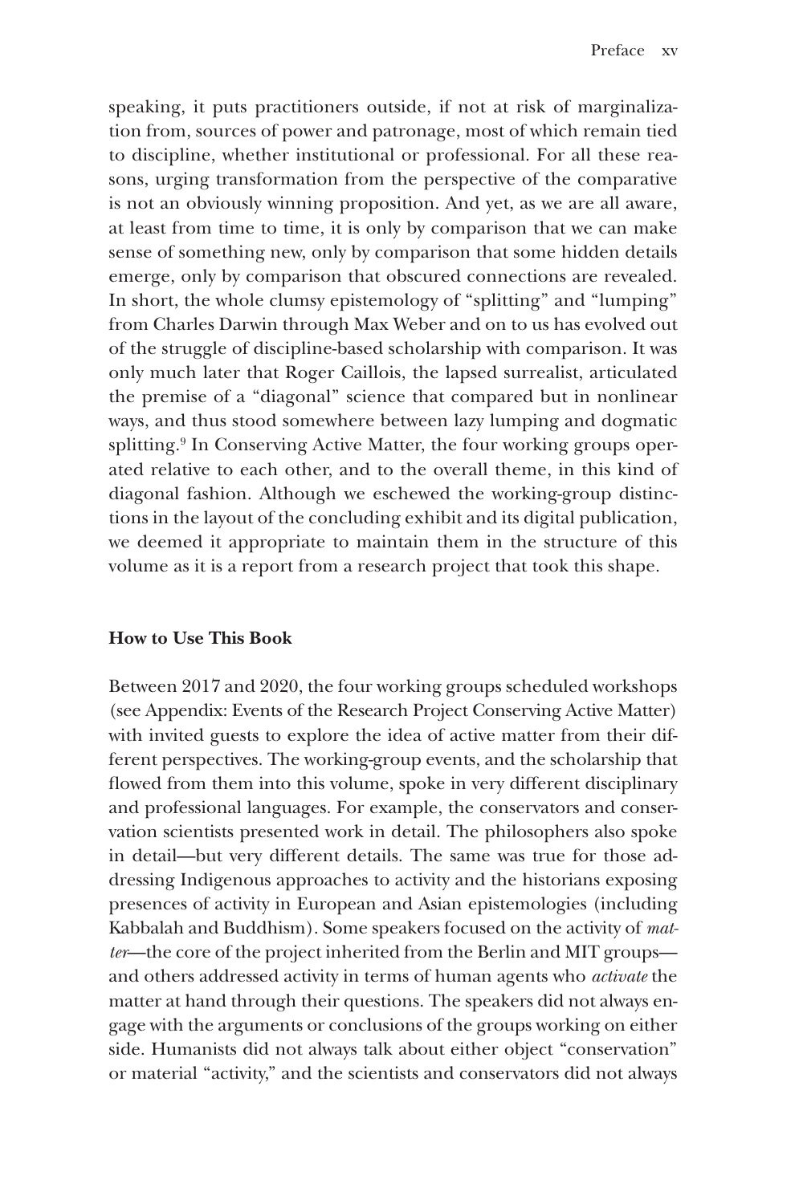speaking, it puts practitioners outside, if not at risk of marginalization from, sources of power and patronage, most of which remain tied to discipline, whether institutional or professional. For all these reasons, urging transformation from the perspective of the comparative is not an obviously winning proposition. And yet, as we are all aware, at least from time to time, it is only by comparison that we can make sense of something new, only by comparison that some hidden details emerge, only by comparison that obscured connections are revealed. In short, the whole clumsy epistemology of "splitting" and "lumping" from Charles Darwin through Max Weber and on to us has evolved out of the struggle of discipline-based scholarship with comparison. It was only much later that Roger Caillois, the lapsed surrealist, articulated the premise of a "diagonal" science that compared but in nonlinear ways, and thus stood somewhere between lazy lumping and dogmatic splitting.[9] In Conserving Active Matter, the four working groups operated relative to each other, and to the overall theme, in this kind of diagonal fashion. Although we eschewed the working-group distinctions in the layout of the concluding exhibit and its digital publication, we deemed it appropriate to maintain them in the structure of this volume as it is a report from a research project that took this shape.

## How to Use This Book

Between 2017 and 2020, the four working groups scheduled workshops (see Appendix: Events of the Research Project Conserving Active Matter) with invited guests to explore the idea of active matter from their different perspectives. The working-group events, and the scholarship that flowed from them into this volume, spoke in very different disciplinary and professional languages. For example, the conservators and conservation scientists presented work in detail. The philosophers also spoke in detail—but very different details. The same was true for those addressing Indigenous approaches to activity and the historians exposing presences of activity in European and Asian epistemologies (including Kabbalah and Buddhism). Some speakers focused on the activity of *matter*—the core of the project inherited from the Berlin and MIT groups—and others addressed activity in terms of human agents who *activate* the matter at hand through their questions. The speakers did not always engage with the arguments or conclusions of the groups working on either side. Humanists did not always talk about either object "conservation" or material "activity," and the scientists and conservators did not always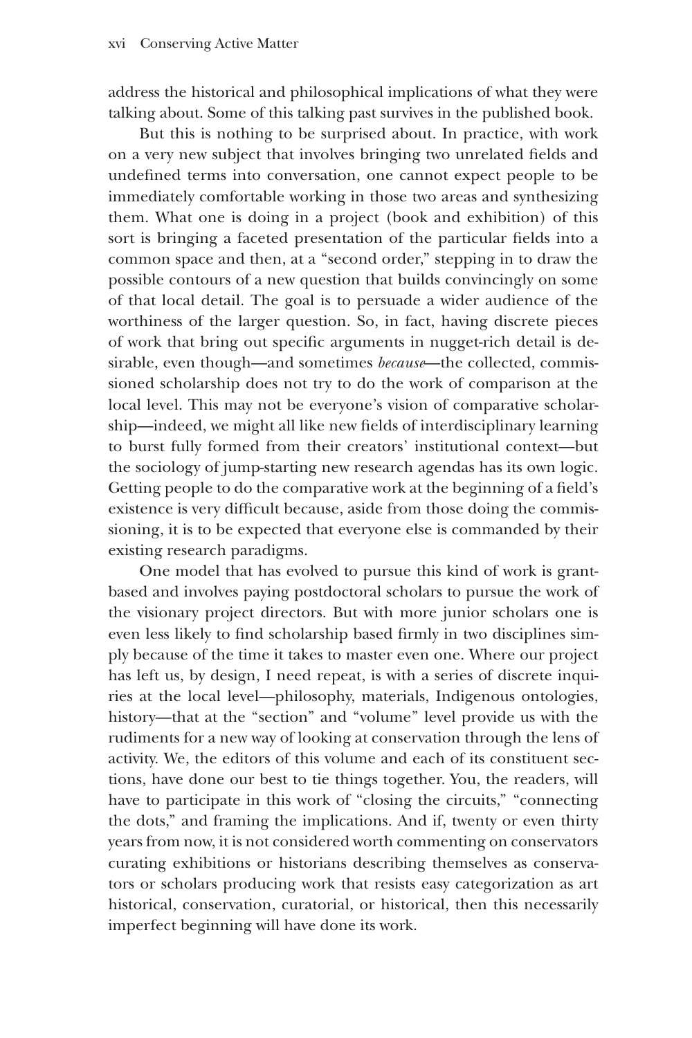address the historical and philosophical implications of what they were talking about. Some of this talking past survives in the published book.

But this is nothing to be surprised about. In practice, with work on a very new subject that involves bringing two unrelated fields and undefined terms into conversation, one cannot expect people to be immediately comfortable working in those two areas and synthesizing them. What one is doing in a project (book and exhibition) of this sort is bringing a faceted presentation of the particular fields into a common space and then, at a "second order," stepping in to draw the possible contours of a new question that builds convincingly on some of that local detail. The goal is to persuade a wider audience of the worthiness of the larger question. So, in fact, having discrete pieces of work that bring out specific arguments in nugget-rich detail is desirable, even though—and sometimes *because*—the collected, commissioned scholarship does not try to do the work of comparison at the local level. This may not be everyone's vision of comparative scholarship—indeed, we might all like new fields of interdisciplinary learning to burst fully formed from their creators' institutional context—but the sociology of jump-starting new research agendas has its own logic. Getting people to do the comparative work at the beginning of a field's existence is very difficult because, aside from those doing the commissioning, it is to be expected that everyone else is commanded by their existing research paradigms.

One model that has evolved to pursue this kind of work is grant-based and involves paying postdoctoral scholars to pursue the work of the visionary project directors. But with more junior scholars one is even less likely to find scholarship based firmly in two disciplines simply because of the time it takes to master even one. Where our project has left us, by design, I need repeat, is with a series of discrete inquiries at the local level—philosophy, materials, Indigenous ontologies, history—that at the "section" and "volume" level provide us with the rudiments for a new way of looking at conservation through the lens of activity. We, the editors of this volume and each of its constituent sections, have done our best to tie things together. You, the readers, will have to participate in this work of "closing the circuits," "connecting the dots," and framing the implications. And if, twenty or even thirty years from now, it is not considered worth commenting on conservators curating exhibitions or historians describing themselves as conservators or scholars producing work that resists easy categorization as art historical, conservation, curatorial, or historical, then this necessarily imperfect beginning will have done its work.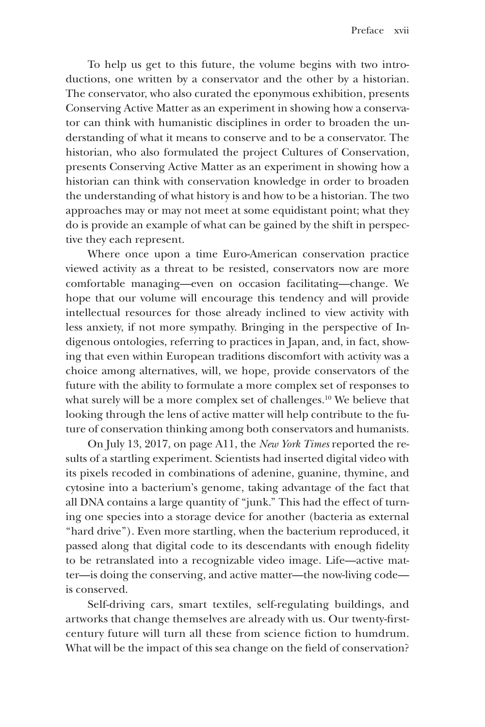To help us get to this future, the volume begins with two introductions, one written by a conservator and the other by a historian. The conservator, who also curated the eponymous exhibition, presents Conserving Active Matter as an experiment in showing how a conservator can think with humanistic disciplines in order to broaden the understanding of what it means to conserve and to be a conservator. The historian, who also formulated the project Cultures of Conservation, presents Conserving Active Matter as an experiment in showing how a historian can think with conservation knowledge in order to broaden the understanding of what history is and how to be a historian. The two approaches may or may not meet at some equidistant point; what they do is provide an example of what can be gained by the shift in perspective they each represent.

Where once upon a time Euro-American conservation practice viewed activity as a threat to be resisted, conservators now are more comfortable managing—even on occasion facilitating—change. We hope that our volume will encourage this tendency and will provide intellectual resources for those already inclined to view activity with less anxiety, if not more sympathy. Bringing in the perspective of Indigenous ontologies, referring to practices in Japan, and, in fact, showing that even within European traditions discomfort with activity was a choice among alternatives, will, we hope, provide conservators of the future with the ability to formulate a more complex set of responses to what surely will be a more complex set of challenges.[10] We believe that looking through the lens of active matter will help contribute to the future of conservation thinking among both conservators and humanists.

On July 13, 2017, on page A11, the *New York Times* reported the results of a startling experiment. Scientists had inserted digital video with its pixels recoded in combinations of adenine, guanine, thymine, and cytosine into a bacterium's genome, taking advantage of the fact that all DNA contains a large quantity of "junk." This had the effect of turning one species into a storage device for another (bacteria as external "hard drive"). Even more startling, when the bacterium reproduced, it passed along that digital code to its descendants with enough fidelity to be retranslated into a recognizable video image. Life—active matter—is doing the conserving, and active matter—the now-living code—is conserved.

Self-driving cars, smart textiles, self-regulating buildings, and artworks that change themselves are already with us. Our twenty-first-century future will turn all these from science fiction to humdrum. What will be the impact of this sea change on the field of conservation?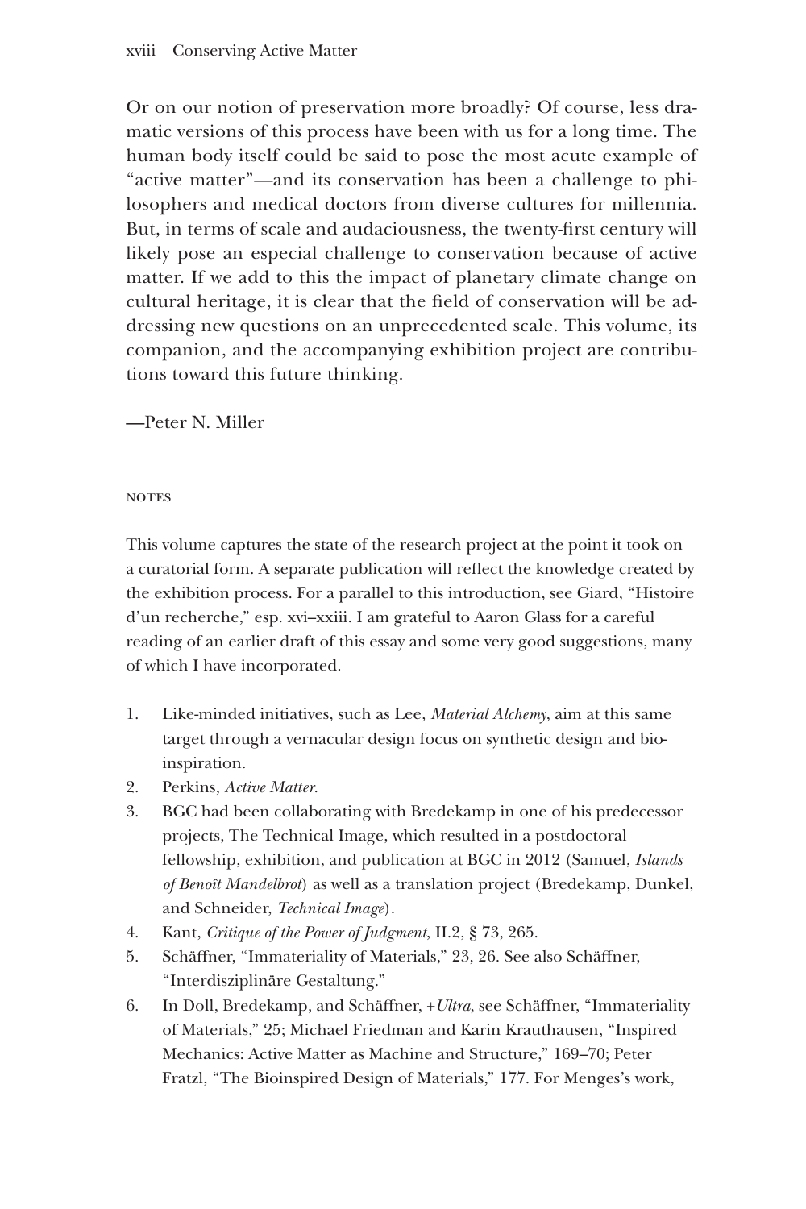Or on our notion of preservation more broadly? Of course, less dramatic versions of this process have been with us for a long time. The human body itself could be said to pose the most acute example of "active matter"—and its conservation has been a challenge to philosophers and medical doctors from diverse cultures for millennia. But, in terms of scale and audaciousness, the twenty-first century will likely pose an especial challenge to conservation because of active matter. If we add to this the impact of planetary climate change on cultural heritage, it is clear that the field of conservation will be addressing new questions on an unprecedented scale. This volume, its companion, and the accompanying exhibition project are contributions toward this future thinking.

—Peter N. Miller

## NOTES

This volume captures the state of the research project at the point it took on a curatorial form. A separate publication will reflect the knowledge created by the exhibition process. For a parallel to this introduction, see Giard, "Histoire d'un recherche," esp. xvi–xxiii. I am grateful to Aaron Glass for a careful reading of an earlier draft of this essay and some very good suggestions, many of which I have incorporated.

1. Like-minded initiatives, such as Lee, *Material Alchemy*, aim at this same target through a vernacular design focus on synthetic design and bio-inspiration.
2. Perkins, *Active Matter*.
3. BGC had been collaborating with Bredekamp in one of his predecessor projects, The Technical Image, which resulted in a postdoctoral fellowship, exhibition, and publication at BGC in 2012 (Samuel, *Islands of Benoît Mandelbrot*) as well as a translation project (Bredekamp, Dunkel, and Schneider, *Technical Image*).
4. Kant, *Critique of the Power of Judgment*, II.2, § 73, 265.
5. Schäffner, "Immateriality of Materials," 23, 26. See also Schäffner, "Interdisziplinäre Gestaltung."
6. In Doll, Bredekamp, and Schäffner, *+Ultra*, see Schäffner, "Immateriality of Materials," 25; Michael Friedman and Karin Krauthausen, "Inspired Mechanics: Active Matter as Machine and Structure," 169–70; Peter Fratzl, "The Bioinspired Design of Materials," 177. For Menges's work,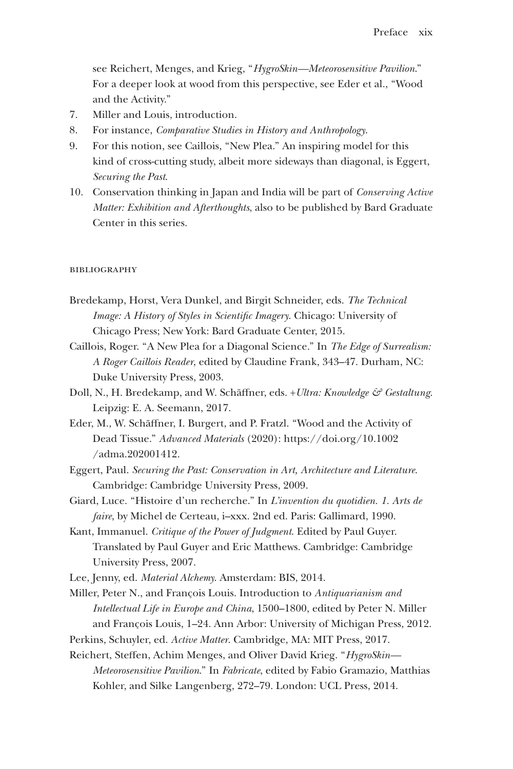see Reichert, Menges, and Krieg, "*HygroSkin—Meteorosensitive Pavilion*." For a deeper look at wood from this perspective, see Eder et al., "Wood and the Activity."

7. Miller and Louis, introduction.
8. For instance, *Comparative Studies in History and Anthropology*.
9. For this notion, see Caillois, "New Plea." An inspiring model for this kind of cross-cutting study, albeit more sideways than diagonal, is Eggert, *Securing the Past*.
10. Conservation thinking in Japan and India will be part of *Conserving Active Matter: Exhibition and Afterthoughts*, also to be published by Bard Graduate Center in this series.

## BIBLIOGRAPHY

Bredekamp, Horst, Vera Dunkel, and Birgit Schneider, eds. *The Technical Image: A History of Styles in Scientific Imagery*. Chicago: University of Chicago Press; New York: Bard Graduate Center, 2015.

Caillois, Roger. "A New Plea for a Diagonal Science." In *The Edge of Surrealism: A Roger Caillois Reader*, edited by Claudine Frank, 343–47. Durham, NC: Duke University Press, 2003.

Doll, N., H. Bredekamp, and W. Schäffner, eds. *+Ultra: Knowledge & Gestaltung*. Leipzig: E. A. Seemann, 2017.

Eder, M., W. Schäffner, I. Burgert, and P. Fratzl. "Wood and the Activity of Dead Tissue." *Advanced Materials* (2020): https://doi.org/10.1002/adma.202001412.

Eggert, Paul. *Securing the Past: Conservation in Art, Architecture and Literature*. Cambridge: Cambridge University Press, 2009.

Giard, Luce. "Histoire d'un recherche." In *L'invention du quotidien. 1. Arts de faire*, by Michel de Certeau, i–xxx. 2nd ed. Paris: Gallimard, 1990.

Kant, Immanuel. *Critique of the Power of Judgment*. Edited by Paul Guyer. Translated by Paul Guyer and Eric Matthews. Cambridge: Cambridge University Press, 2007.

Lee, Jenny, ed. *Material Alchemy*. Amsterdam: BIS, 2014.

Miller, Peter N., and François Louis. Introduction to *Antiquarianism and Intellectual Life in Europe and China*, 1500–1800, edited by Peter N. Miller and François Louis, 1–24. Ann Arbor: University of Michigan Press, 2012.

Perkins, Schuyler, ed. *Active Matter*. Cambridge, MA: MIT Press, 2017.

Reichert, Steffen, Achim Menges, and Oliver David Krieg. "*HygroSkin—Meteorosensitive Pavilion*." In *Fabricate*, edited by Fabio Gramazio, Matthias Kohler, and Silke Langenberg, 272–79. London: UCL Press, 2014.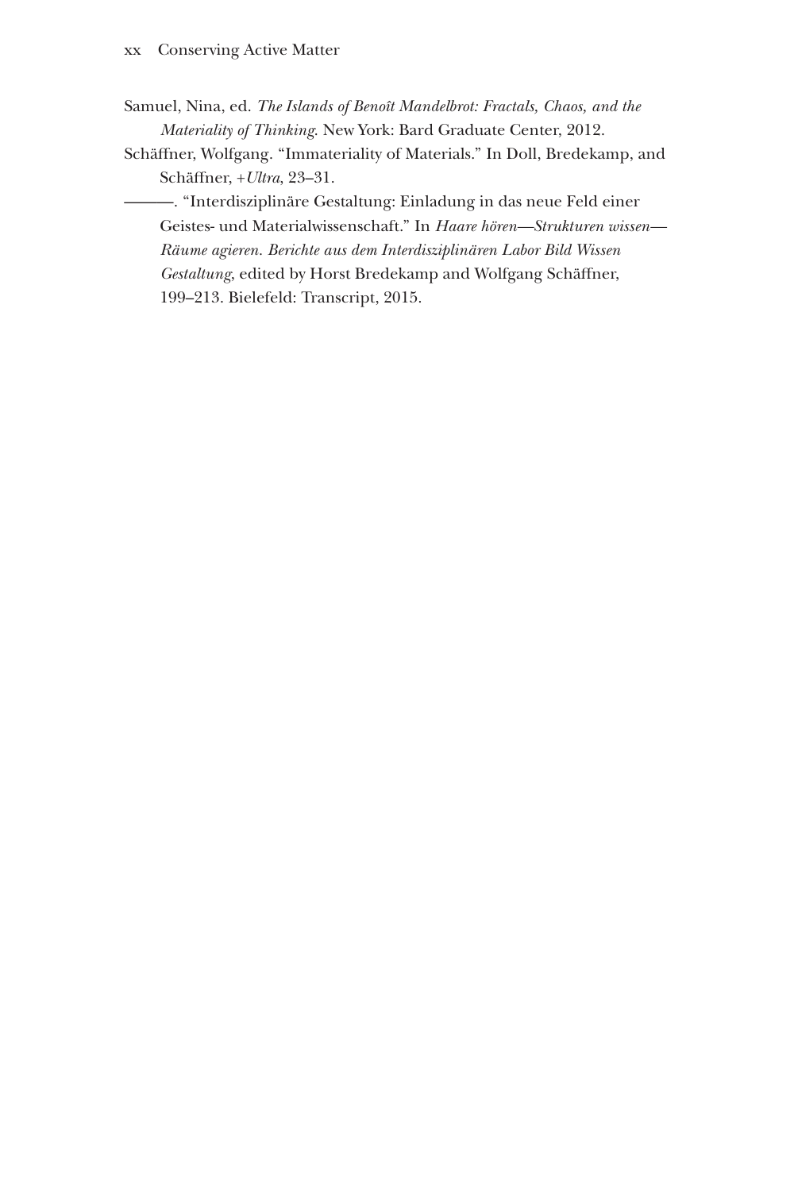Samuel, Nina, ed. *The Islands of Benoît Mandelbrot: Fractals, Chaos, and the Materiality of Thinking*. New York: Bard Graduate Center, 2012.

Schäffner, Wolfgang. “Immateriality of Materials.” In Doll, Bredekamp, and Schäffner, *+Ultra*, 23–31.

———. “Interdisziplinäre Gestaltung: Einladung in das neue Feld einer Geistes- und Materialwissenschaft.” In *Haare hören—Strukturen wissen—Räume agieren. Berichte aus dem Interdisziplinären Labor Bild Wissen Gestaltung*, edited by Horst Bredekamp and Wolfgang Schäffner, 199–213. Bielefeld: Transcript, 2015.